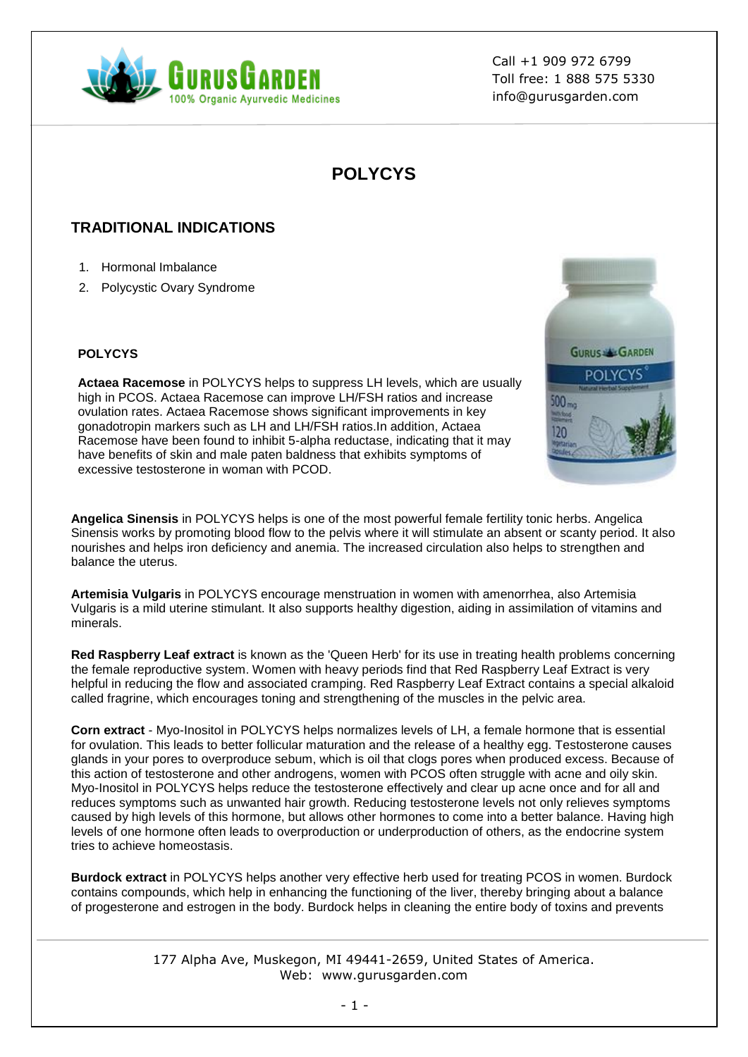Call +1 909 972 6799
Toll free: 1 888 575 5330
info@gurusgarden.com

# POLYCYS

## TRADITIONAL INDICATIONS

1. Hormonal Imbalance
2. Polycystic Ovary Syndrome

**POLYCYS**

**Actaea Racemose** in POLYCYS helps to suppress LH levels, which are usually high in PCOS. Actaea Racemose can improve LH/FSH ratios and increase ovulation rates. Actaea Racemose shows significant improvements in key gonadotropin markers such as LH and LH/FSH ratios.In addition, Actaea Racemose have been found to inhibit 5-alpha reductase, indicating that it may have benefits of skin and male paten baldness that exhibits symptoms of excessive testosterone in woman with PCOD.

**Angelica Sinensis** in POLYCYS helps is one of the most powerful female fertility tonic herbs. Angelica Sinensis works by promoting blood flow to the pelvis where it will stimulate an absent or scanty period. It also nourishes and helps iron deficiency and anemia. The increased circulation also helps to strengthen and balance the uterus.

**Artemisia Vulgaris** in POLYCYS encourage menstruation in women with amenorrhea, also Artemisia Vulgaris is a mild uterine stimulant. It also supports healthy digestion, aiding in assimilation of vitamins and minerals.

**Red Raspberry Leaf extract** is known as the 'Queen Herb' for its use in treating health problems concerning the female reproductive system. Women with heavy periods find that Red Raspberry Leaf Extract is very helpful in reducing the flow and associated cramping. Red Raspberry Leaf Extract contains a special alkaloid called fragrine, which encourages toning and strengthening of the muscles in the pelvic area.

**Corn extract** - Myo-Inositol in POLYCYS helps normalizes levels of LH, a female hormone that is essential for ovulation. This leads to better follicular maturation and the release of a healthy egg. Testosterone causes glands in your pores to overproduce sebum, which is oil that clogs pores when produced excess. Because of this action of testosterone and other androgens, women with PCOS often struggle with acne and oily skin. Myo-Inositol in POLYCYS helps reduce the testosterone effectively and clear up acne once and for all and reduces symptoms such as unwanted hair growth. Reducing testosterone levels not only relieves symptoms caused by high levels of this hormone, but allows other hormones to come into a better balance. Having high levels of one hormone often leads to overproduction or underproduction of others, as the endocrine system tries to achieve homeostasis.

**Burdock extract** in POLYCYS helps another very effective herb used for treating PCOS in women. Burdock contains compounds, which help in enhancing the functioning of the liver, thereby bringing about a balance of progesterone and estrogen in the body. Burdock helps in cleaning the entire body of toxins and prevents

177 Alpha Ave, Muskegon, MI 49441-2659, United States of America.
Web: www.gurusgarden.com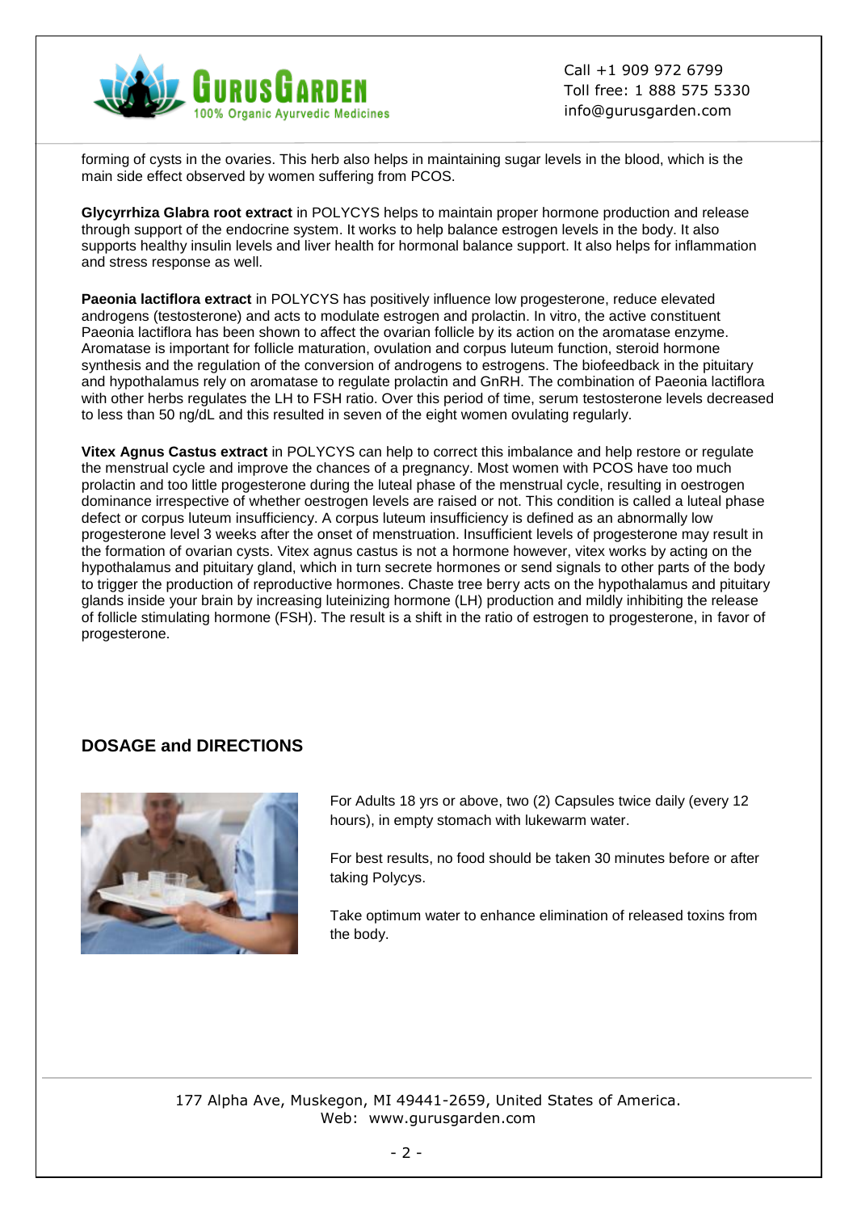forming of cysts in the ovaries. This herb also helps in maintaining sugar levels in the blood, which is the main side effect observed by women suffering from PCOS.

**Glycyrrhiza Glabra root extract** in POLYCYS helps to maintain proper hormone production and release through support of the endocrine system. It works to help balance estrogen levels in the body. It also supports healthy insulin levels and liver health for hormonal balance support. It also helps for inflammation and stress response as well.

**Paeonia lactiflora extract** in POLYCYS has positively influence low progesterone, reduce elevated androgens (testosterone) and acts to modulate estrogen and prolactin. In vitro, the active constituent Paeonia lactiflora has been shown to affect the ovarian follicle by its action on the aromatase enzyme. Aromatase is important for follicle maturation, ovulation and corpus luteum function, steroid hormone synthesis and the regulation of the conversion of androgens to estrogens. The biofeedback in the pituitary and hypothalamus rely on aromatase to regulate prolactin and GnRH. The combination of Paeonia lactiflora with other herbs regulates the LH to FSH ratio. Over this period of time, serum testosterone levels decreased to less than 50 ng/dL and this resulted in seven of the eight women ovulating regularly.

**Vitex Agnus Castus extract** in POLYCYS can help to correct this imbalance and help restore or regulate the menstrual cycle and improve the chances of a pregnancy. Most women with PCOS have too much prolactin and too little progesterone during the luteal phase of the menstrual cycle, resulting in oestrogen dominance irrespective of whether oestrogen levels are raised or not. This condition is called a luteal phase defect or corpus luteum insufficiency. A corpus luteum insufficiency is defined as an abnormally low progesterone level 3 weeks after the onset of menstruation. Insufficient levels of progesterone may result in the formation of ovarian cysts. Vitex agnus castus is not a hormone however, vitex works by acting on the hypothalamus and pituitary gland, which in turn secrete hormones or send signals to other parts of the body to trigger the production of reproductive hormones. Chaste tree berry acts on the hypothalamus and pituitary glands inside your brain by increasing luteinizing hormone (LH) production and mildly inhibiting the release of follicle stimulating hormone (FSH). The result is a shift in the ratio of estrogen to progesterone, in favor of progesterone.

## DOSAGE and DIRECTIONS

For Adults 18 yrs or above, two (2) Capsules twice daily (every 12 hours), in empty stomach with lukewarm water.

For best results, no food should be taken 30 minutes before or after taking Polycys.

Take optimum water to enhance elimination of released toxins from the body.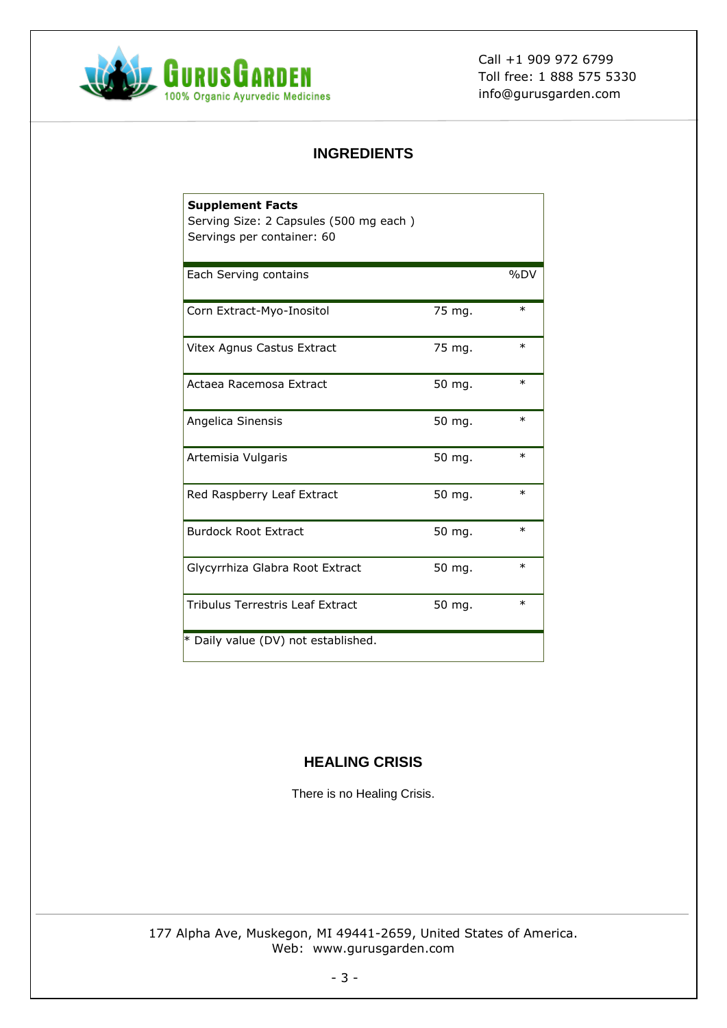## INGREDIENTS

**Supplement Facts**
Serving Size: 2 Capsules (500 mg each )
Servings per container: 60

| Each Serving contains | | %DV |
|---|---|---|
| Corn Extract-Myo-Inositol | 75 mg. | * |
| Vitex Agnus Castus Extract | 75 mg. | * |
| Actaea Racemosa Extract | 50 mg. | * |
| Angelica Sinensis | 50 mg. | * |
| Artemisia Vulgaris | 50 mg. | * |
| Red Raspberry Leaf Extract | 50 mg. | * |
| Burdock Root Extract | 50 mg. | * |
| Glycyrrhiza Glabra Root Extract | 50 mg. | * |
| Tribulus Terrestris Leaf Extract | 50 mg. | * |

* Daily value (DV) not established.

## HEALING CRISIS

There is no Healing Crisis.